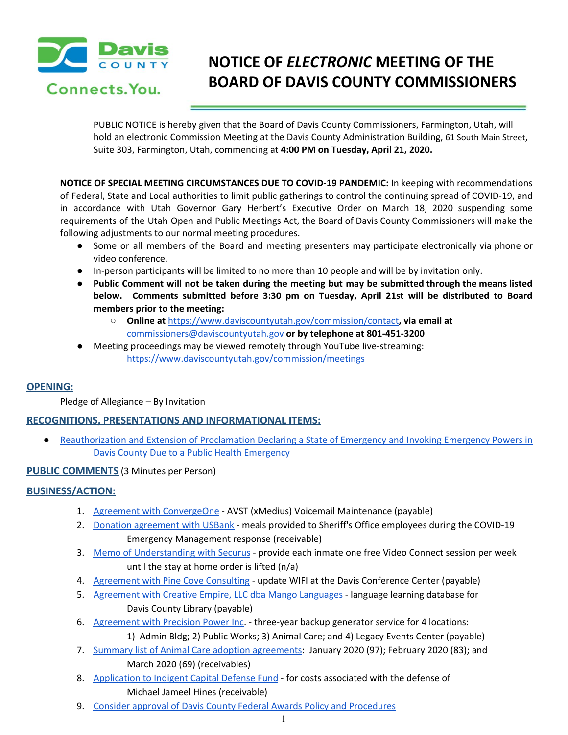Davis COUNTY Connects.You.

# NOTICE OF *ELECTRONIC* MEETING OF THE BOARD OF DAVIS COUNTY COMMISSIONERS

PUBLIC NOTICE is hereby given that the Board of Davis County Commissioners, Farmington, Utah, will hold an electronic Commission Meeting at the Davis County Administration Building, 61 South Main Street, Suite 303, Farmington, Utah, commencing at **4:00 PM on Tuesday, April 21, 2020.**

**NOTICE OF SPECIAL MEETING CIRCUMSTANCES DUE TO COVID-19 PANDEMIC:** In keeping with recommendations of Federal, State and Local authorities to limit public gatherings to control the continuing spread of COVID-19, and in accordance with Utah Governor Gary Herbert's Executive Order on March 18, 2020 suspending some requirements of the Utah Open and Public Meetings Act, the Board of Davis County Commissioners will make the following adjustments to our normal meeting procedures.

- Some or all members of the Board and meeting presenters may participate electronically via phone or video conference.
- In-person participants will be limited to no more than 10 people and will be by invitation only.
- **Public Comment will not be taken during the meeting but may be submitted through the means listed below. Comments submitted before 3:30 pm on Tuesday, April 21st will be distributed to Board members prior to the meeting:**
  - **Online at** https://www.daviscountyutah.gov/commission/contact**, via email at** commissioners@daviscountyutah.gov **or by telephone at 801-451-3200**
- Meeting proceedings may be viewed remotely through YouTube live-streaming: https://www.daviscountyutah.gov/commission/meetings

## OPENING:

Pledge of Allegiance – By Invitation

## RECOGNITIONS, PRESENTATIONS AND INFORMATIONAL ITEMS:

- Reauthorization and Extension of Proclamation Declaring a State of Emergency and Invoking Emergency Powers in Davis County Due to a Public Health Emergency

## PUBLIC COMMENTS (3 Minutes per Person)

## BUSINESS/ACTION:

1. Agreement with ConvergeOne - AVST (xMedius) Voicemail Maintenance (payable)
2. Donation agreement with USBank - meals provided to Sheriff's Office employees during the COVID-19 Emergency Management response (receivable)
3. Memo of Understanding with Securus - provide each inmate one free Video Connect session per week until the stay at home order is lifted (n/a)
4. Agreement with Pine Cove Consulting - update WIFI at the Davis Conference Center (payable)
5. Agreement with Creative Empire, LLC dba Mango Languages - language learning database for Davis County Library (payable)
6. Agreement with Precision Power Inc. - three-year backup generator service for 4 locations: 1) Admin Bldg; 2) Public Works; 3) Animal Care; and 4) Legacy Events Center (payable)
7. Summary list of Animal Care adoption agreements: January 2020 (97); February 2020 (83); and March 2020 (69) (receivables)
8. Application to Indigent Capital Defense Fund - for costs associated with the defense of Michael Jameel Hines (receivable)
9. Consider approval of Davis County Federal Awards Policy and Procedures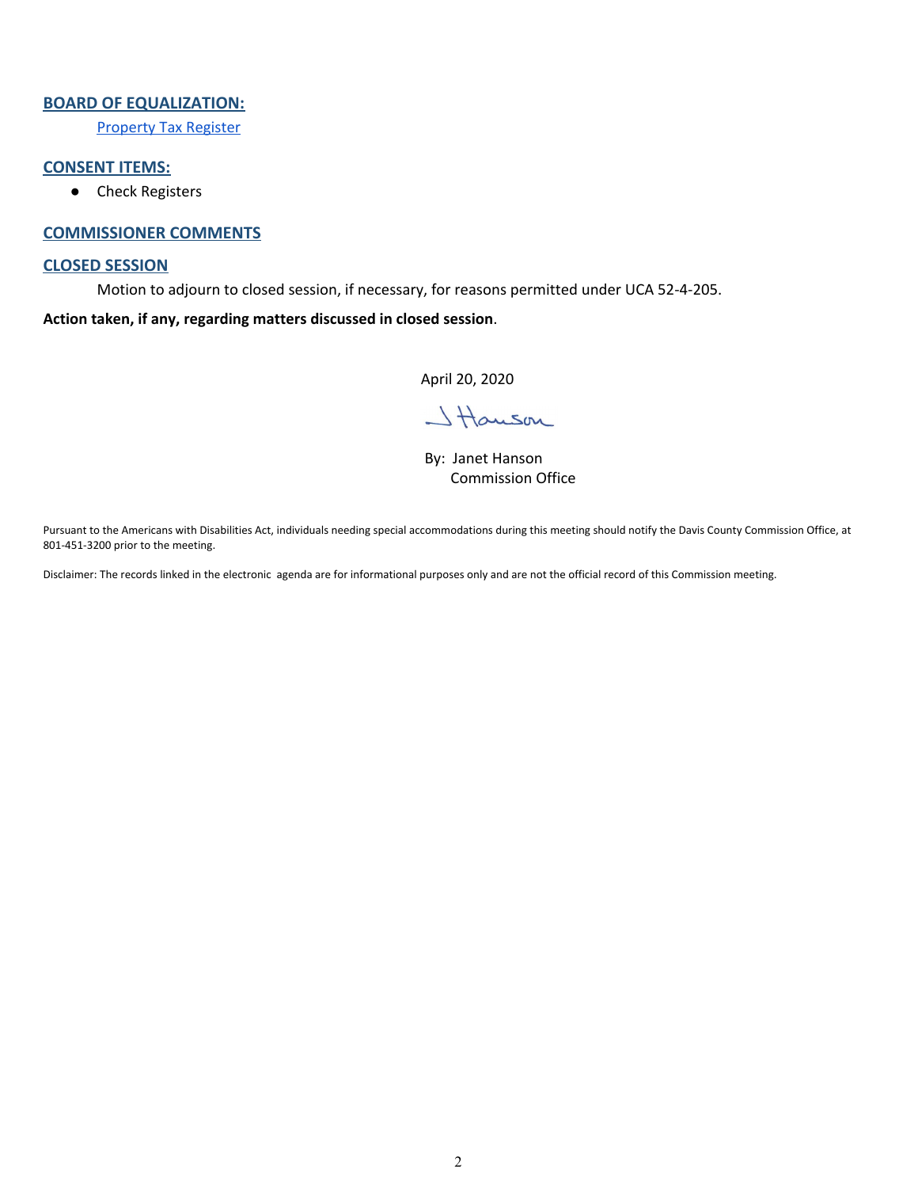## BOARD OF EQUALIZATION:

Property Tax Register

## CONSENT ITEMS:

- Check Registers

## COMMISSIONER COMMENTS

## CLOSED SESSION

Motion to adjourn to closed session, if necessary, for reasons permitted under UCA 52-4-205.

**Action taken, if any, regarding matters discussed in closed session**.

April 20, 2020

J Hanson

By: Janet Hanson
Commission Office

Pursuant to the Americans with Disabilities Act, individuals needing special accommodations during this meeting should notify the Davis County Commission Office, at 801-451-3200 prior to the meeting.

Disclaimer: The records linked in the electronic agenda are for informational purposes only and are not the official record of this Commission meeting.